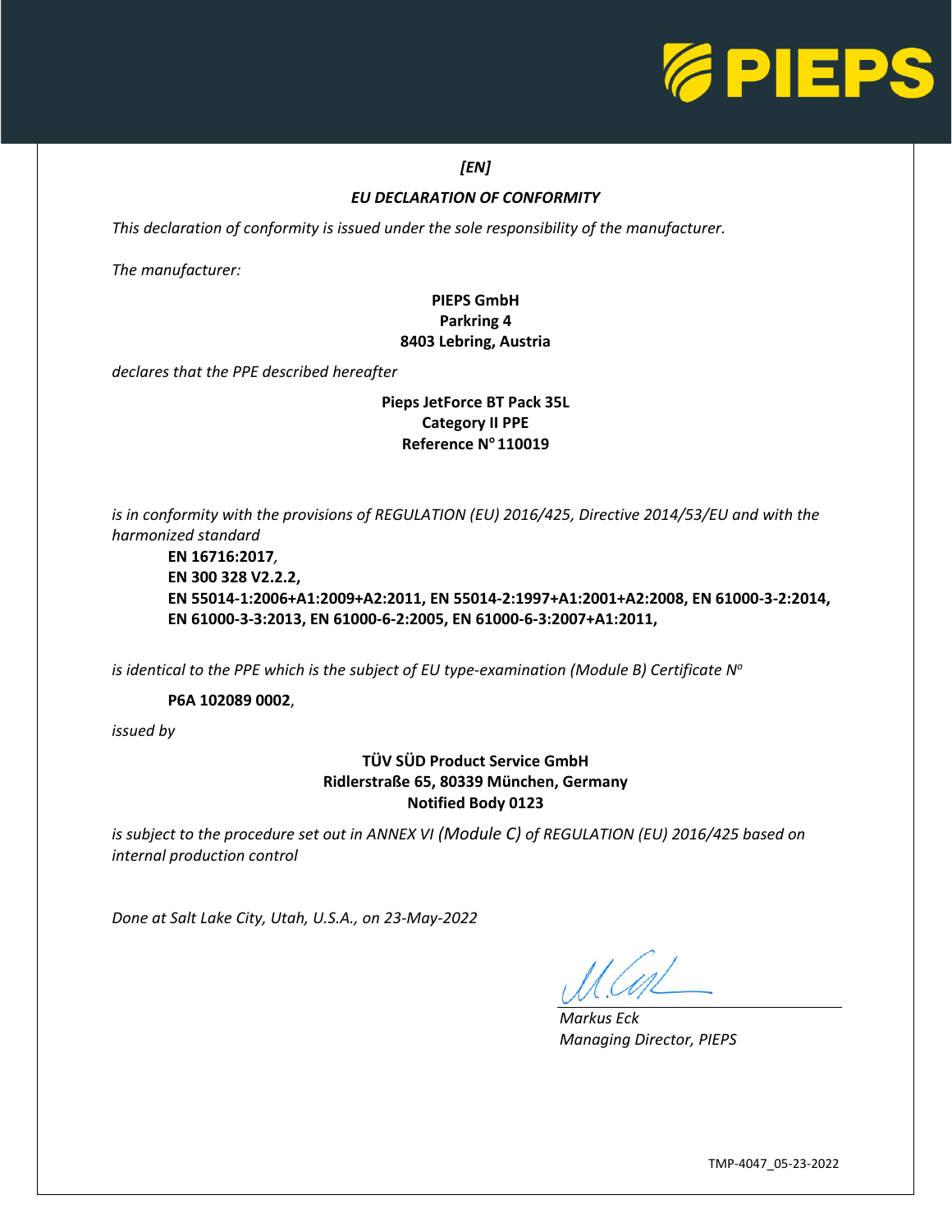*[EN]*

## *EU DECLARATION OF CONFORMITY*

*This declaration of conformity is issued under the sole responsibility of the manufacturer.*

*The manufacturer:*

**PIEPS GmbH**
**Parkring 4**
**8403 Lebring, Austria**

*declares that the PPE described hereafter*

**Pieps JetForce BT Pack 35L**
**Category II PPE**
**Reference N° 110019**

*is in conformity with the provisions of REGULATION (EU) 2016/425, Directive 2014/53/EU and with the harmonized standard*

**EN 16716:2017**,
**EN 300 328 V2.2.2,**
**EN 55014-1:2006+A1:2009+A2:2011, EN 55014-2:1997+A1:2001+A2:2008, EN 61000-3-2:2014, EN 61000-3-3:2013, EN 61000-6-2:2005, EN 61000-6-3:2007+A1:2011,**

*is identical to the PPE which is the subject of EU type-examination (Module B) Certificate N°*

**P6A 102089 0002**,

*issued by*

**TÜV SÜD Product Service GmbH**
**Ridlerstraße 65, 80339 München, Germany**
**Notified Body 0123**

*is subject to the procedure set out in ANNEX VI (Module C) of REGULATION (EU) 2016/425 based on internal production control*

*Done at Salt Lake City, Utah, U.S.A., on 23-May-2022*

*Markus Eck*
*Managing Director, PIEPS*

TMP-4047_05-23-2022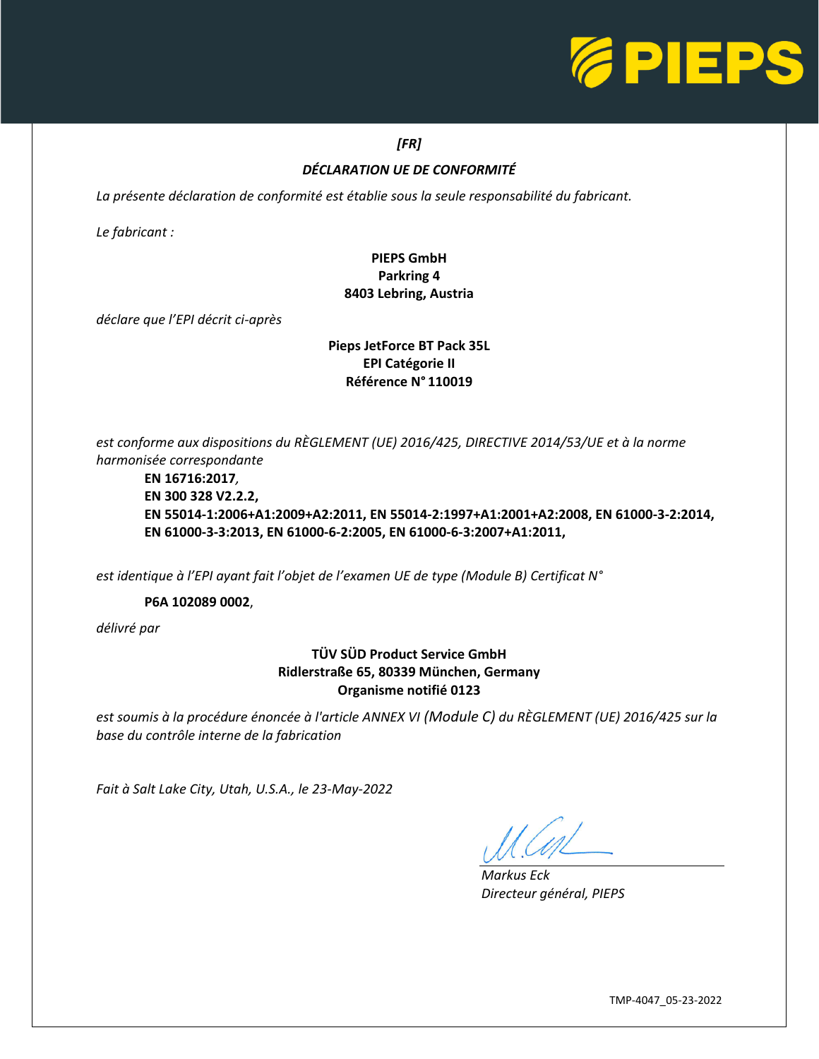*[FR]*

## *DÉCLARATION UE DE CONFORMITÉ*

*La présente déclaration de conformité est établie sous la seule responsabilité du fabricant.*

*Le fabricant :*

**PIEPS GmbH**
**Parkring 4**
**8403 Lebring, Austria**

*déclare que l'EPI décrit ci-après*

**Pieps JetForce BT Pack 35L**
**EPI Catégorie II**
**Référence N° 110019**

*est conforme aux dispositions du RÈGLEMENT (UE) 2016/425, DIRECTIVE 2014/53/UE et à la norme harmonisée correspondante*

**EN 16716:2017**,
**EN 300 328 V2.2.2,**
**EN 55014-1:2006+A1:2009+A2:2011, EN 55014-2:1997+A1:2001+A2:2008, EN 61000-3-2:2014, EN 61000-3-3:2013, EN 61000-6-2:2005, EN 61000-6-3:2007+A1:2011,**

*est identique à l'EPI ayant fait l'objet de l'examen UE de type (Module B) Certificat N°*

**P6A 102089 0002**,

*délivré par*

**TÜV SÜD Product Service GmbH**
**Ridlerstraße 65, 80339 München, Germany**
**Organisme notifié 0123**

*est soumis à la procédure énoncée à l'article ANNEX VI (Module C) du RÈGLEMENT (UE) 2016/425 sur la base du contrôle interne de la fabrication*

*Fait à Salt Lake City, Utah, U.S.A., le 23-May-2022*

*Markus Eck*
*Directeur général, PIEPS*

TMP-4047_05-23-2022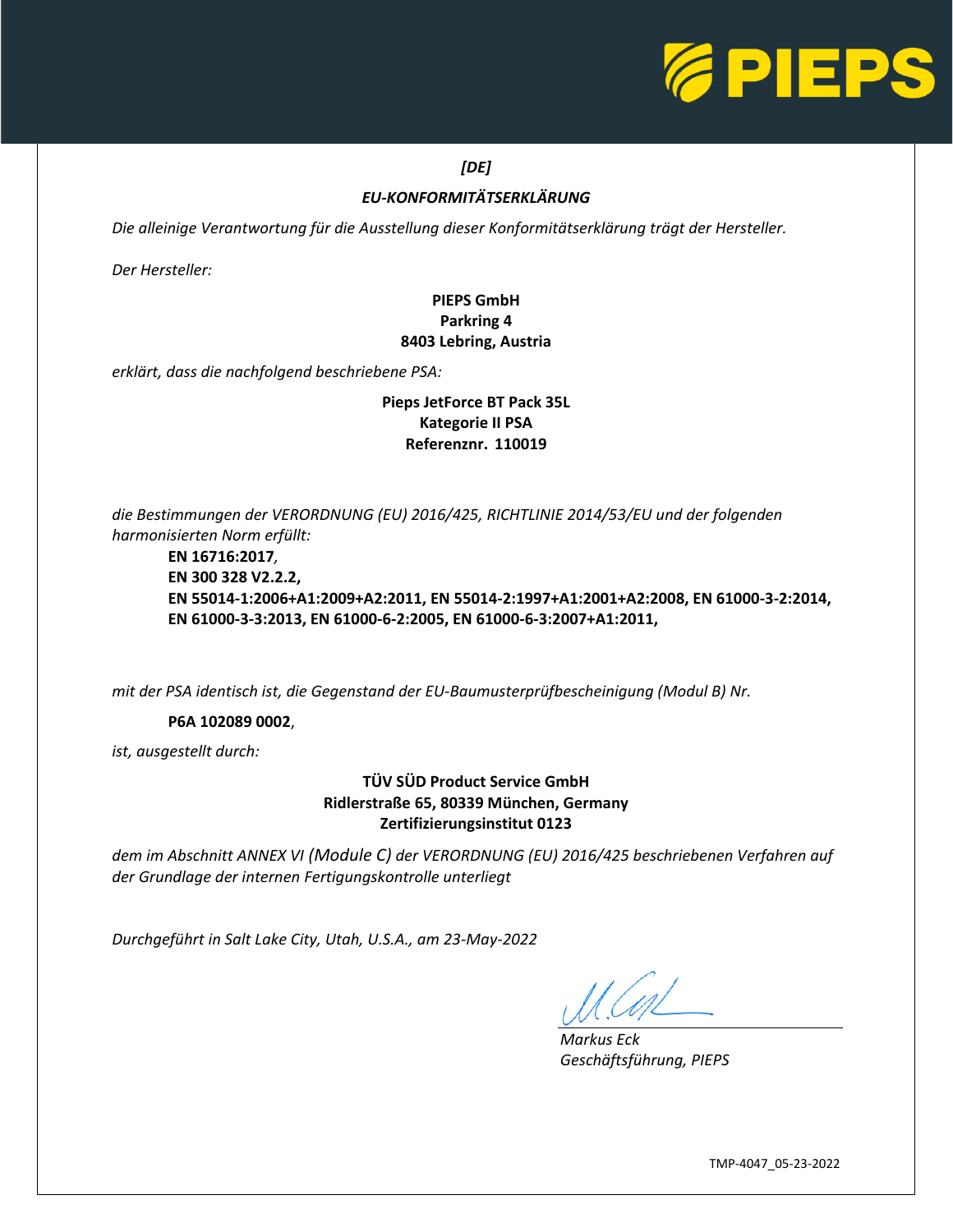*[DE]*

## *EU-KONFORMITÄTSERKLÄRUNG*

*Die alleinige Verantwortung für die Ausstellung dieser Konformitätserklärung trägt der Hersteller.*

*Der Hersteller:*

**PIEPS GmbH**
**Parkring 4**
**8403 Lebring, Austria**

*erklärt, dass die nachfolgend beschriebene PSA:*

**Pieps JetForce BT Pack 35L**
**Kategorie II PSA**
**Referenznr. 110019**

*die Bestimmungen der VERORDNUNG (EU) 2016/425, RICHTLINIE 2014/53/EU und der folgenden harmonisierten Norm erfüllt:*

**EN 16716:2017**,
**EN 300 328 V2.2.2,**
**EN 55014-1:2006+A1:2009+A2:2011, EN 55014-2:1997+A1:2001+A2:2008, EN 61000-3-2:2014, EN 61000-3-3:2013, EN 61000-6-2:2005, EN 61000-6-3:2007+A1:2011,**

*mit der PSA identisch ist, die Gegenstand der EU-Baumusterprüfbescheinigung (Modul B) Nr.*

**P6A 102089 0002**,

*ist, ausgestellt durch:*

**TÜV SÜD Product Service GmbH**
**Ridlerstraße 65, 80339 München, Germany**
**Zertifizierungsinstitut 0123**

*dem im Abschnitt ANNEX VI (Module C) der VERORDNUNG (EU) 2016/425 beschriebenen Verfahren auf der Grundlage der internen Fertigungskontrolle unterliegt*

*Durchgeführt in Salt Lake City, Utah, U.S.A., am 23-May-2022*

*Markus Eck*
*Geschäftsführung, PIEPS*

TMP-4047_05-23-2022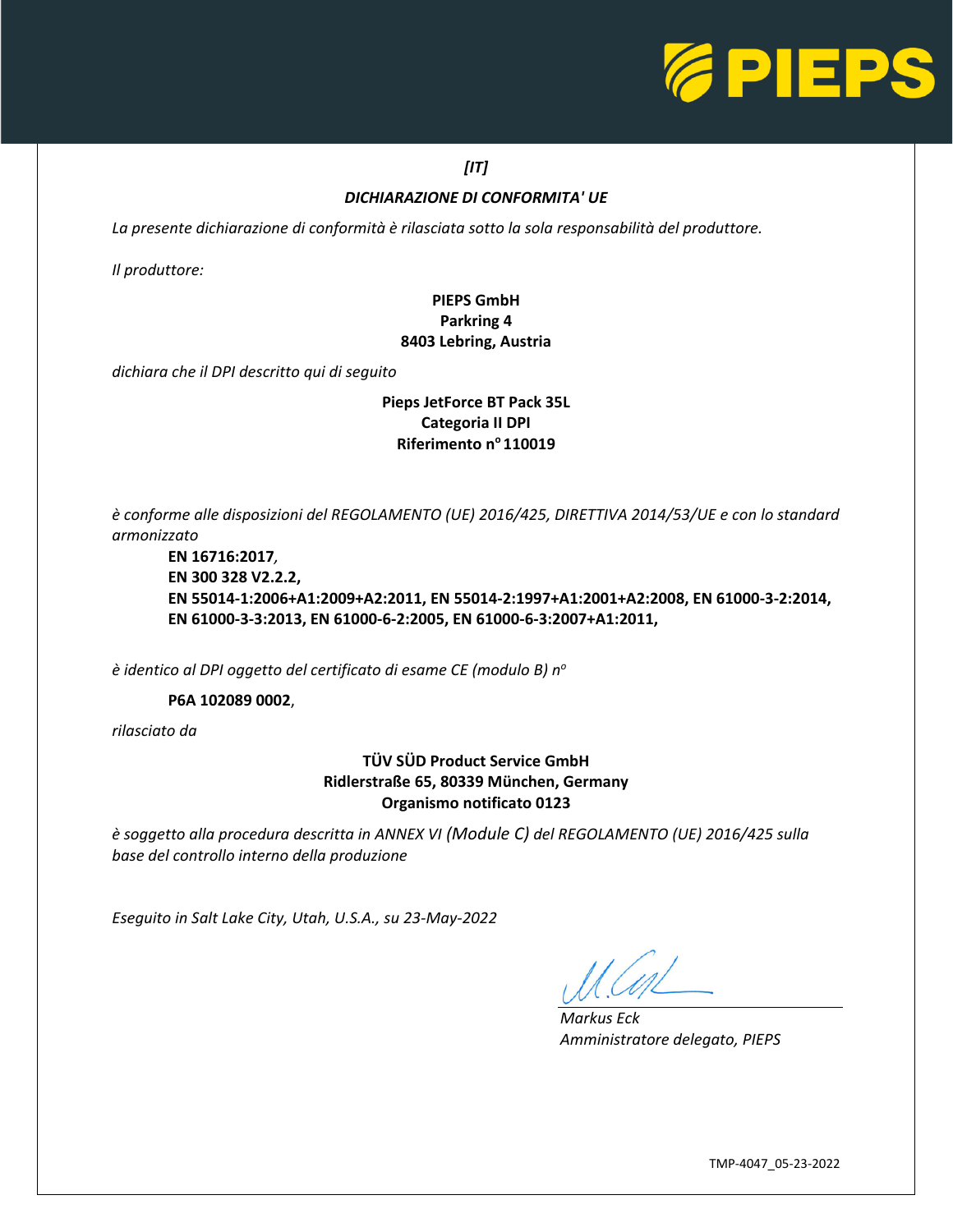*[IT]*

***DICHIARAZIONE DI CONFORMITA' UE***

*La presente dichiarazione di conformità è rilasciata sotto la sola responsabilità del produttore.*

*Il produttore:*

**PIEPS GmbH**
**Parkring 4**
**8403 Lebring, Austria**

*dichiara che il DPI descritto qui di seguito*

**Pieps JetForce BT Pack 35L**
**Categoria II DPI**
**Riferimento n° 110019**

*è conforme alle disposizioni del REGOLAMENTO (UE) 2016/425, DIRETTIVA 2014/53/UE e con lo standard armonizzato*

**EN 16716:2017**,
**EN 300 328 V2.2.2,**
**EN 55014-1:2006+A1:2009+A2:2011, EN 55014-2:1997+A1:2001+A2:2008, EN 61000-3-2:2014, EN 61000-3-3:2013, EN 61000-6-2:2005, EN 61000-6-3:2007+A1:2011,**

*è identico al DPI oggetto del certificato di esame CE (modulo B) n°*

**P6A 102089 0002**,

*rilasciato da*

**TÜV SÜD Product Service GmbH**
**Ridlerstraße 65, 80339 München, Germany**
**Organismo notificato 0123**

*è soggetto alla procedura descritta in ANNEX VI (Module C) del REGOLAMENTO (UE) 2016/425 sulla base del controllo interno della produzione*

*Eseguito in Salt Lake City, Utah, U.S.A., su 23-May-2022*

*Markus Eck*
*Amministratore delegato, PIEPS*

TMP-4047_05-23-2022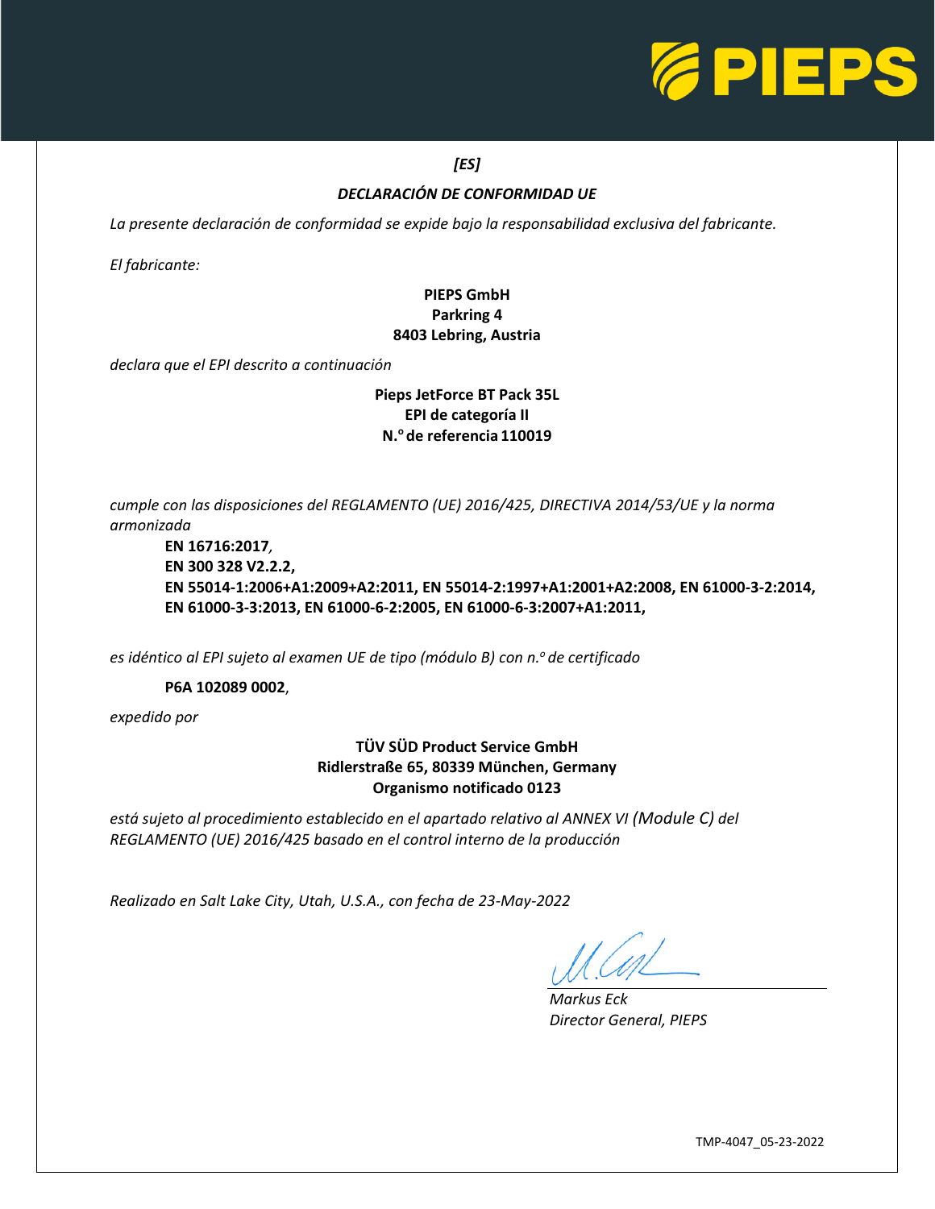PIEPS

*[ES]*

***DECLARACIÓN DE CONFORMIDAD UE***

*La presente declaración de conformidad se expide bajo la responsabilidad exclusiva del fabricante.*

*El fabricante:*

**PIEPS GmbH**
**Parkring 4**
**8403 Lebring, Austria**

*declara que el EPI descrito a continuación*

**Pieps JetForce BT Pack 35L**
**EPI de categoría II**
**N.º de referencia 110019**

*cumple con las disposiciones del REGLAMENTO (UE) 2016/425, DIRECTIVA 2014/53/UE y la norma armonizada*

**EN 16716:2017**,
**EN 300 328 V2.2.2,**
**EN 55014-1:2006+A1:2009+A2:2011, EN 55014-2:1997+A1:2001+A2:2008, EN 61000-3-2:2014, EN 61000-3-3:2013, EN 61000-6-2:2005, EN 61000-6-3:2007+A1:2011,**

*es idéntico al EPI sujeto al examen UE de tipo (módulo B) con n.º de certificado*

**P6A 102089 0002**,

*expedido por*

**TÜV SÜD Product Service GmbH**
**Ridlerstraße 65, 80339 München, Germany**
**Organismo notificado 0123**

*está sujeto al procedimiento establecido en el apartado relativo al ANNEX VI (Module C) del REGLAMENTO (UE) 2016/425 basado en el control interno de la producción*

*Realizado en Salt Lake City, Utah, U.S.A., con fecha de 23-May-2022*

*Markus Eck*
*Director General, PIEPS*

TMP-4047_05-23-2022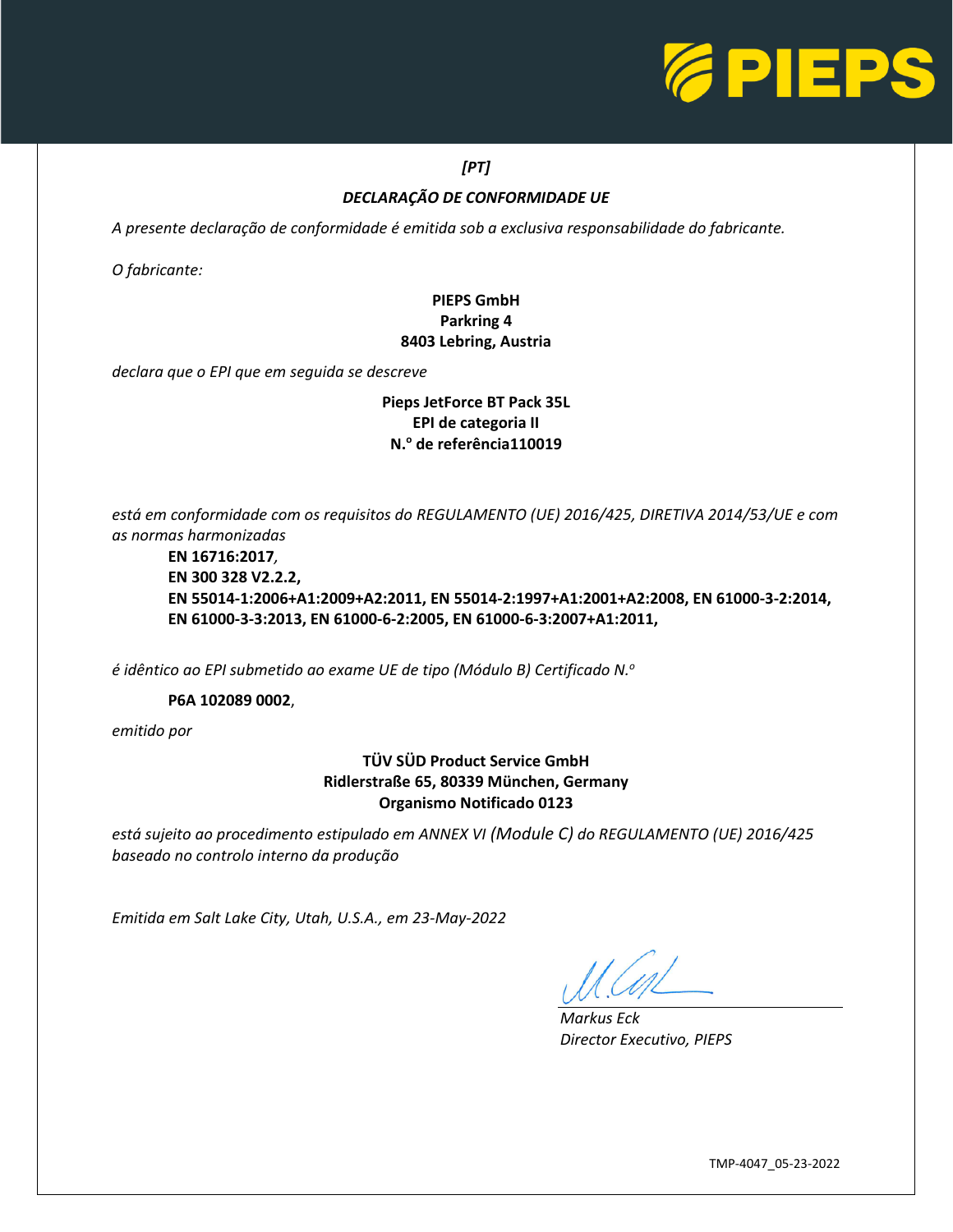*[PT]*

## *DECLARAÇÃO DE CONFORMIDADE UE*

*A presente declaração de conformidade é emitida sob a exclusiva responsabilidade do fabricante.*

*O fabricante:*

**PIEPS GmbH**
**Parkring 4**
**8403 Lebring, Austria**

*declara que o EPI que em seguida se descreve*

**Pieps JetForce BT Pack 35L**
**EPI de categoria II**
**N.º de referência110019**

*está em conformidade com os requisitos do REGULAMENTO (UE) 2016/425, DIRETIVA 2014/53/UE e com as normas harmonizadas*

**EN 16716:2017**,
**EN 300 328 V2.2.2,**
**EN 55014-1:2006+A1:2009+A2:2011, EN 55014-2:1997+A1:2001+A2:2008, EN 61000-3-2:2014, EN 61000-3-3:2013, EN 61000-6-2:2005, EN 61000-6-3:2007+A1:2011,**

*é idêntico ao EPI submetido ao exame UE de tipo (Módulo B) Certificado N.º*

**P6A 102089 0002**,

*emitido por*

**TÜV SÜD Product Service GmbH**
**Ridlerstraße 65, 80339 München, Germany**
**Organismo Notificado 0123**

*está sujeito ao procedimento estipulado em ANNEX VI (Module C) do REGULAMENTO (UE) 2016/425 baseado no controlo interno da produção*

*Emitida em Salt Lake City, Utah, U.S.A., em 23-May-2022*

*Markus Eck*
*Director Executivo, PIEPS*

TMP-4047_05-23-2022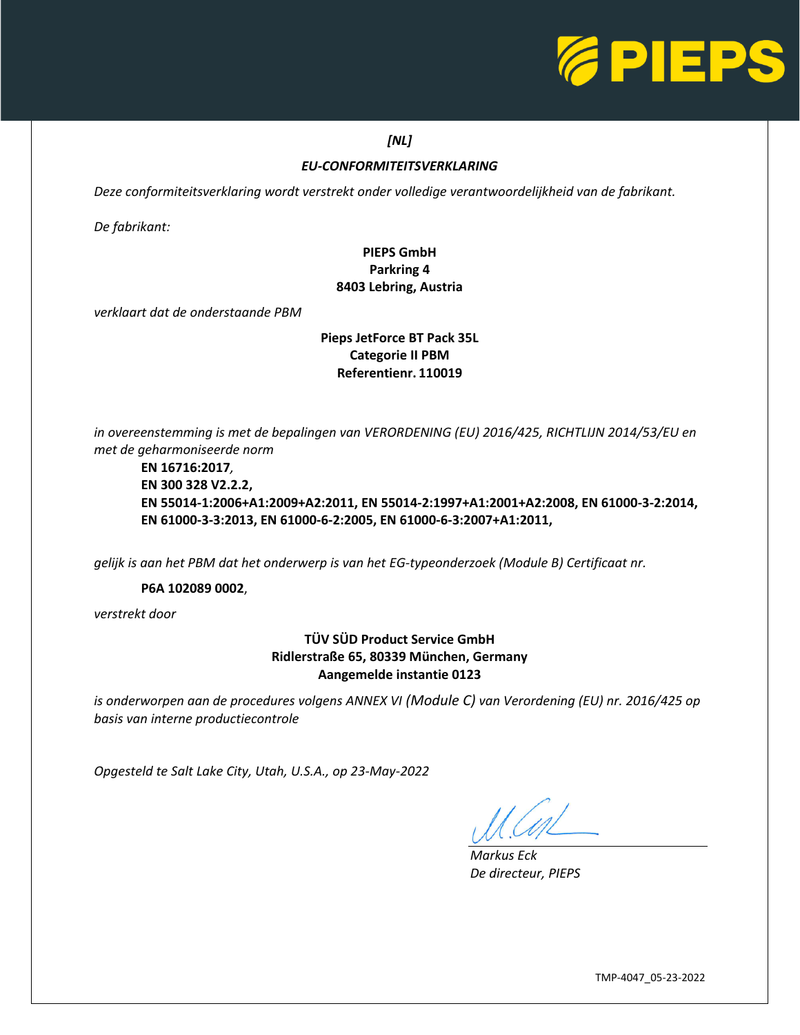*[NL]*

## *EU-CONFORMITEITSVERKLARING*

*Deze conformiteitsverklaring wordt verstrekt onder volledige verantwoordelijkheid van de fabrikant.*

*De fabrikant:*

**PIEPS GmbH**
**Parkring 4**
**8403 Lebring, Austria**

*verklaart dat de onderstaande PBM*

**Pieps JetForce BT Pack 35L**
**Categorie II PBM**
**Referentienr. 110019**

*in overeenstemming is met de bepalingen van VERORDENING (EU) 2016/425, RICHTLIJN 2014/53/EU en met de geharmoniseerde norm*

**EN 16716:2017**,
**EN 300 328 V2.2.2,**
**EN 55014-1:2006+A1:2009+A2:2011, EN 55014-2:1997+A1:2001+A2:2008, EN 61000-3-2:2014, EN 61000-3-3:2013, EN 61000-6-2:2005, EN 61000-6-3:2007+A1:2011,**

*gelijk is aan het PBM dat het onderwerp is van het EG-typeonderzoek (Module B) Certificaat nr.*

**P6A 102089 0002**,

*verstrekt door*

**TÜV SÜD Product Service GmbH**
**Ridlerstraße 65, 80339 München, Germany**
**Aangemelde instantie 0123**

*is onderworpen aan de procedures volgens ANNEX VI (Module C) van Verordening (EU) nr. 2016/425 op basis van interne productiecontrole*

*Opgesteld te Salt Lake City, Utah, U.S.A., op 23-May-2022*

*Markus Eck*
*De directeur, PIEPS*

TMP-4047_05-23-2022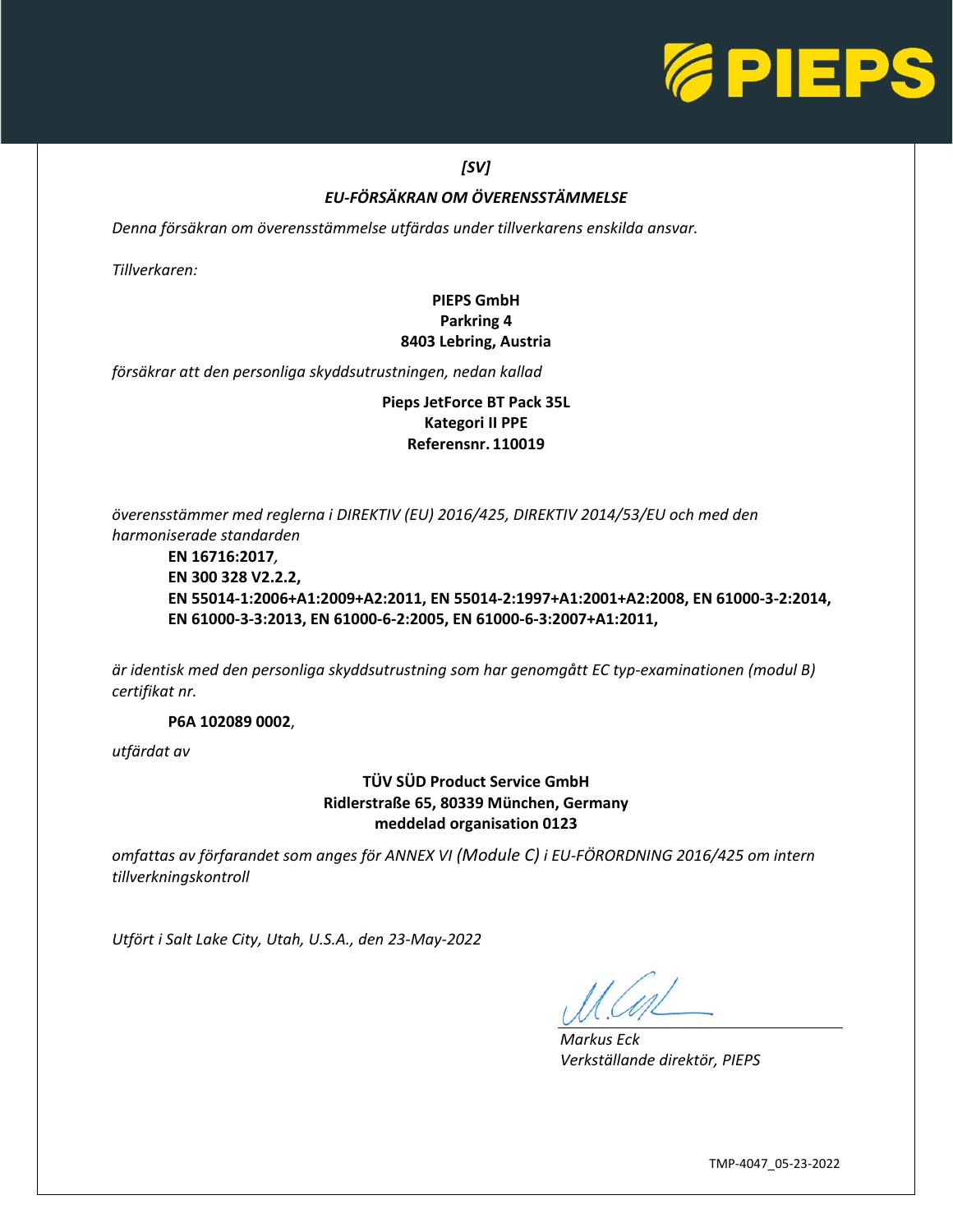*[SV]*

## *EU-FÖRSÄKRAN OM ÖVERENSSTÄMMELSE*

*Denna försäkran om överensstämmelse utfärdas under tillverkarens enskilda ansvar.*

*Tillverkaren:*

**PIEPS GmbH**
**Parkring 4**
**8403 Lebring, Austria**

*försäkrar att den personliga skyddsutrustningen, nedan kallad*

**Pieps JetForce BT Pack 35L**
**Kategori II PPE**
**Referensnr. 110019**

*överensstämmer med reglerna i DIREKTIV (EU) 2016/425, DIREKTIV 2014/53/EU och med den harmoniserade standarden*

**EN 16716:2017**,
**EN 300 328 V2.2.2,**
**EN 55014-1:2006+A1:2009+A2:2011, EN 55014-2:1997+A1:2001+A2:2008, EN 61000-3-2:2014, EN 61000-3-3:2013, EN 61000-6-2:2005, EN 61000-6-3:2007+A1:2011,**

*är identisk med den personliga skyddsutrustning som har genomgått EC typ-examinationen (modul B) certifikat nr.*

**P6A 102089 0002**,

*utfärdat av*

**TÜV SÜD Product Service GmbH**
**Ridlerstraße 65, 80339 München, Germany**
**meddelad organisation 0123**

*omfattas av förfarandet som anges för ANNEX VI (Module C) i EU-FÖRORDNING 2016/425 om intern tillverkningskontroll*

*Utfört i Salt Lake City, Utah, U.S.A., den 23-May-2022*

*Markus Eck*
*Verkställande direktör, PIEPS*

TMP-4047_05-23-2022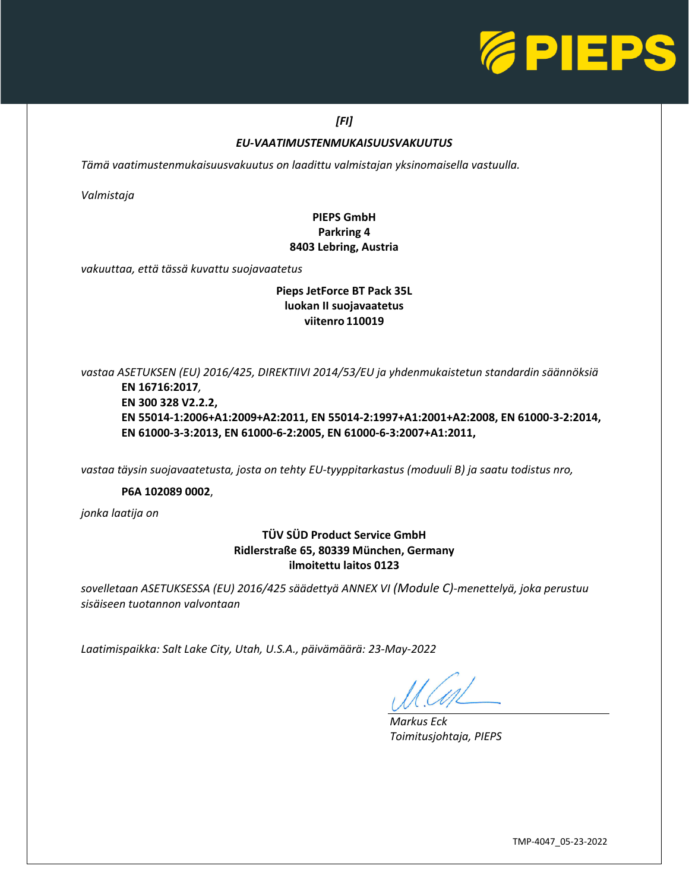*[FI]*

## *EU-VAATIMUSTENMUKAISUUSVAKUUTUS*

*Tämä vaatimustenmukaisuusvakuutus on laadittu valmistajan yksinomaisella vastuulla.*

*Valmistaja*

**PIEPS GmbH**
**Parkring 4**
**8403 Lebring, Austria**

*vakuuttaa, että tässä kuvattu suojavaatetus*

**Pieps JetForce BT Pack 35L**
**luokan II suojavaatetus**
**viitenro 110019**

*vastaa ASETUKSEN (EU) 2016/425, DIREKTIIVI 2014/53/EU ja yhdenmukaistetun standardin säännöksiä*

**EN 16716:2017**,
**EN 300 328 V2.2.2,**
**EN 55014-1:2006+A1:2009+A2:2011, EN 55014-2:1997+A1:2001+A2:2008, EN 61000-3-2:2014, EN 61000-3-3:2013, EN 61000-6-2:2005, EN 61000-6-3:2007+A1:2011,**

*vastaa täysin suojavaatetusta, josta on tehty EU-tyyppitarkastus (moduuli B) ja saatu todistus nro,*

**P6A 102089 0002**,

*jonka laatija on*

**TÜV SÜD Product Service GmbH**
**Ridlerstraße 65, 80339 München, Germany**
**ilmoitettu laitos 0123**

*sovelletaan ASETUKSESSA (EU) 2016/425 säädettyä ANNEX VI (Module C)-menettelyä, joka perustuu sisäiseen tuotannon valvontaan*

*Laatimispaikka: Salt Lake City, Utah, U.S.A., päivämäärä: 23-May-2022*

*Markus Eck*
*Toimitusjohtaja, PIEPS*

TMP-4047_05-23-2022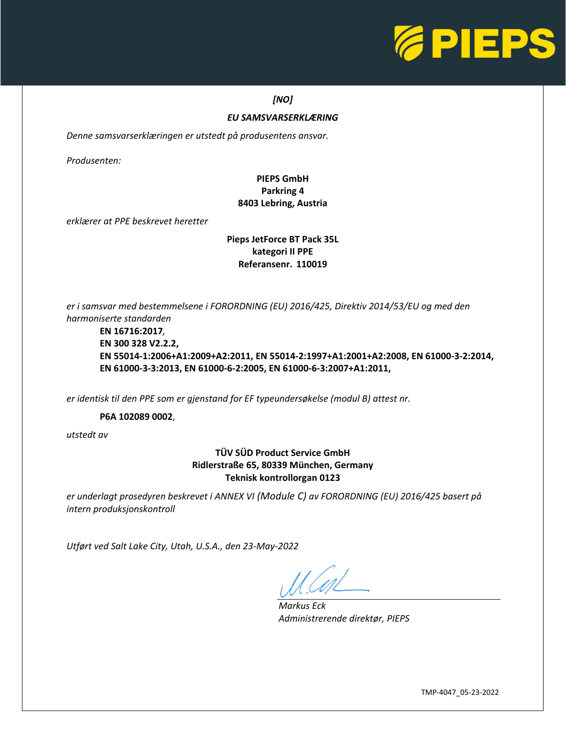*[NO]*

***EU SAMSVARSERKLÆRING***

*Denne samsvarserklæringen er utstedt på produsentens ansvar.*

*Produsenten:*

**PIEPS GmbH**
**Parkring 4**
**8403 Lebring, Austria**

*erklærer at PPE beskrevet heretter*

**Pieps JetForce BT Pack 35L**
**kategori II PPE**
**Referansenr. 110019**

*er i samsvar med bestemmelsene i FORORDNING (EU) 2016/425, Direktiv 2014/53/EU og med den harmoniserte standarden*

**EN 16716:2017**,
**EN 300 328 V2.2.2,**
**EN 55014-1:2006+A1:2009+A2:2011, EN 55014-2:1997+A1:2001+A2:2008, EN 61000-3-2:2014, EN 61000-3-3:2013, EN 61000-6-2:2005, EN 61000-6-3:2007+A1:2011,**

*er identisk til den PPE som er gjenstand for EF typeundersøkelse (modul B) attest nr.*

**P6A 102089 0002**,

*utstedt av*

**TÜV SÜD Product Service GmbH**
**Ridlerstraße 65, 80339 München, Germany**
**Teknisk kontrollorgan 0123**

*er underlagt prosedyren beskrevet i ANNEX VI (Module C) av FORORDNING (EU) 2016/425 basert på intern produksjonskontroll*

*Utført ved Salt Lake City, Utah, U.S.A., den 23-May-2022*

*Markus Eck*
*Administrerende direktør, PIEPS*

TMP-4047_05-23-2022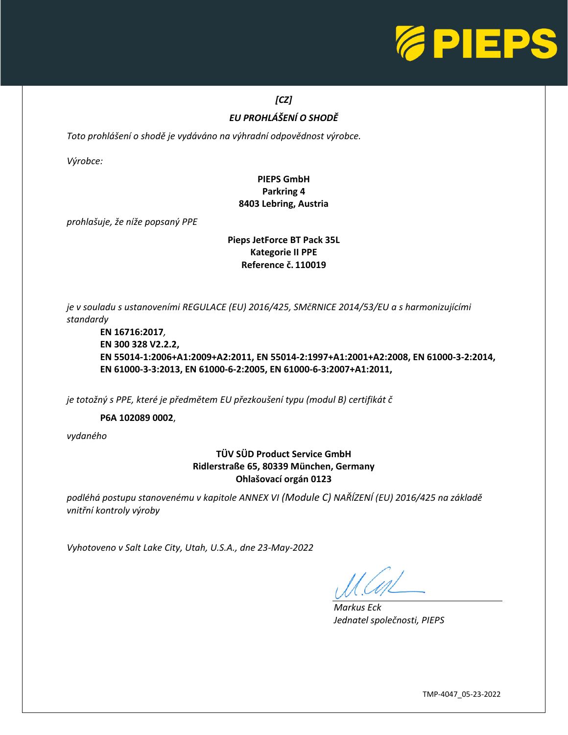*[CZ]*

## *EU PROHLÁŠENÍ O SHODĚ*

*Toto prohlášení o shodě je vydáváno na výhradní odpovědnost výrobce.*

*Výrobce:*

**PIEPS GmbH**
**Parkring 4**
**8403 Lebring, Austria**

*prohlašuje, že níže popsaný PPE*

**Pieps JetForce BT Pack 35L**
**Kategorie II PPE**
**Reference č. 110019**

*je v souladu s ustanoveními REGULACE (EU) 2016/425, SMčRNICE 2014/53/EU a s harmonizujícími standardy*

**EN 16716:2017**,
**EN 300 328 V2.2.2,**
**EN 55014-1:2006+A1:2009+A2:2011, EN 55014-2:1997+A1:2001+A2:2008, EN 61000-3-2:2014, EN 61000-3-3:2013, EN 61000-6-2:2005, EN 61000-6-3:2007+A1:2011,**

*je totožný s PPE, které je předmětem EU přezkoušení typu (modul B) certifikát č*

**P6A 102089 0002**,

*vydaného*

**TÜV SÜD Product Service GmbH**
**Ridlerstraße 65, 80339 München, Germany**
**Ohlašovací orgán 0123**

*podléhá postupu stanovenému v kapitole ANNEX VI (Module C) NAŘÍZENÍ (EU) 2016/425 na základě vnitřní kontroly výroby*

*Vyhotoveno v Salt Lake City, Utah, U.S.A., dne 23-May-2022*

*Markus Eck*
*Jednatel společnosti, PIEPS*

TMP-4047_05-23-2022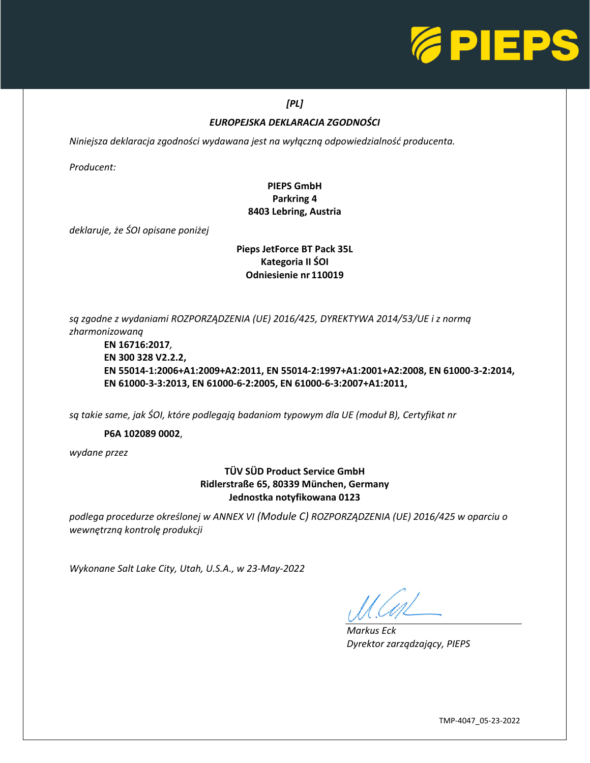*[PL]*

## *EUROPEJSKA DEKLARACJA ZGODNOŚCI*

*Niniejsza deklaracja zgodności wydawana jest na wyłączną odpowiedzialność producenta.*

*Producent:*

**PIEPS GmbH**
**Parkring 4**
**8403 Lebring, Austria**

*deklaruje, że ŚOI opisane poniżej*

**Pieps JetForce BT Pack 35L**
**Kategoria II ŚOI**
**Odniesienie nr 110019**

*są zgodne z wydaniami ROZPORZĄDZENIA (UE) 2016/425, DYREKTYWA 2014/53/UE i z normą zharmonizowaną*

**EN 16716:2017**,
**EN 300 328 V2.2.2,**
**EN 55014-1:2006+A1:2009+A2:2011, EN 55014-2:1997+A1:2001+A2:2008, EN 61000-3-2:2014,**
**EN 61000-3-3:2013, EN 61000-6-2:2005, EN 61000-6-3:2007+A1:2011,**

*są takie same, jak ŚOI, które podlegają badaniom typowym dla UE (moduł B), Certyfikat nr*

**P6A 102089 0002**,

*wydane przez*

**TÜV SÜD Product Service GmbH**
**Ridlerstraße 65, 80339 München, Germany**
**Jednostka notyfikowana 0123**

*podlega procedurze określonej w ANNEX VI (Module C) ROZPORZĄDZENIA (UE) 2016/425 w oparciu o wewnętrzną kontrolę produkcji*

*Wykonane Salt Lake City, Utah, U.S.A., w 23-May-2022*

*Markus Eck*
*Dyrektor zarządzający, PIEPS*

TMP-4047_05-23-2022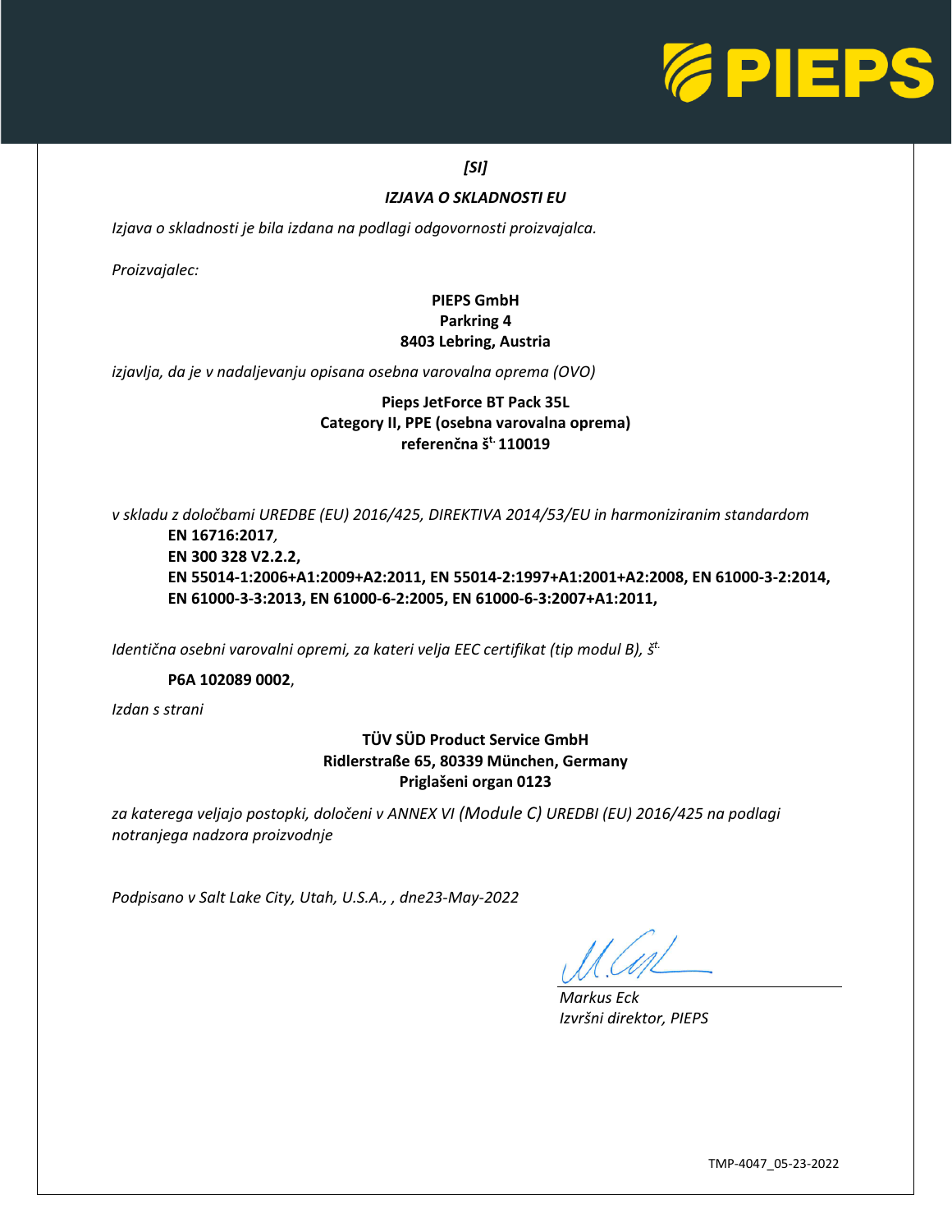*[SI]*

***IZJAVA O SKLADNOSTI EU***

*Izjava o skladnosti je bila izdana na podlagi odgovornosti proizvajalca.*

*Proizvajalec:*

**PIEPS GmbH**
**Parkring 4**
**8403 Lebring, Austria**

*izjavlja, da je v nadaljevanju opisana osebna varovalna oprema (OVO)*

**Pieps JetForce BT Pack 35L**
**Category II, PPE (osebna varovalna oprema)**
**referenčna št. 110019**

*v skladu z določbami UREDBE (EU) 2016/425, DIREKTIVA 2014/53/EU in harmoniziranim standardom*

**EN 16716:2017**,
**EN 300 328 V2.2.2,**
**EN 55014-1:2006+A1:2009+A2:2011, EN 55014-2:1997+A1:2001+A2:2008, EN 61000-3-2:2014, EN 61000-3-3:2013, EN 61000-6-2:2005, EN 61000-6-3:2007+A1:2011,**

*Identična osebni varovalni opremi, za kateri velja EEC certifikat (tip modul B), št.*

**P6A 102089 0002**,

*Izdan s strani*

**TÜV SÜD Product Service GmbH**
**Ridlerstraße 65, 80339 München, Germany**
**Priglašeni organ 0123**

*za katerega veljajo postopki, določeni v ANNEX VI (Module C) UREDBI (EU) 2016/425 na podlagi notranjega nadzora proizvodnje*

*Podpisano v Salt Lake City, Utah, U.S.A., , dne23-May-2022*

*Markus Eck*
*Izvršni direktor, PIEPS*

TMP-4047_05-23-2022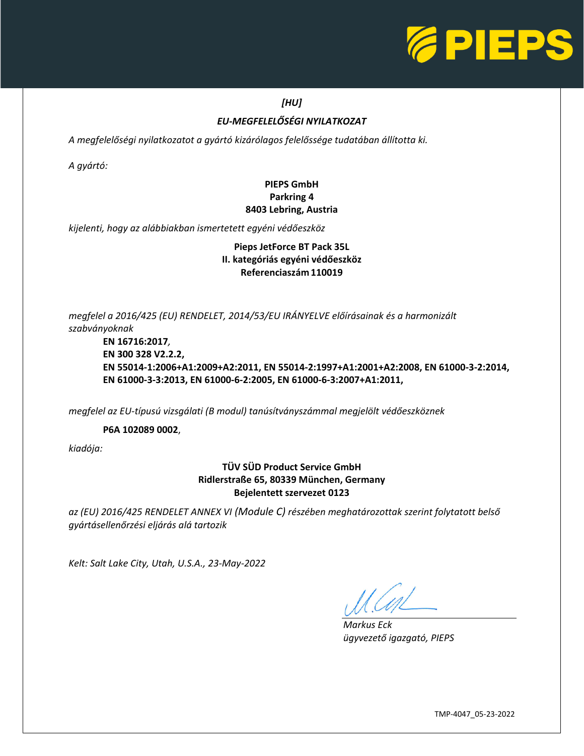*[HU]*

## *EU-MEGFELELŐSÉGI NYILATKOZAT*

*A megfelelőségi nyilatkozatot a gyártó kizárólagos felelőssége tudatában állította ki.*

*A gyártó:*

**PIEPS GmbH**
**Parkring 4**
**8403 Lebring, Austria**

*kijelenti, hogy az alábbiakban ismertetett egyéni védőeszköz*

**Pieps JetForce BT Pack 35L**
**II. kategóriás egyéni védőeszköz**
**Referenciaszám 110019**

*megfelel a 2016/425 (EU) RENDELET, 2014/53/EU IRÁNYELVE előírásainak és a harmonizált szabványoknak*

**EN 16716:2017**,
**EN 300 328 V2.2.2,**
**EN 55014-1:2006+A1:2009+A2:2011, EN 55014-2:1997+A1:2001+A2:2008, EN 61000-3-2:2014, EN 61000-3-3:2013, EN 61000-6-2:2005, EN 61000-6-3:2007+A1:2011,**

*megfelel az EU-típusú vizsgálati (B modul) tanúsítványszámmal megjelölt védőeszköznek*

**P6A 102089 0002**,

*kiadója:*

**TÜV SÜD Product Service GmbH**
**Ridlerstraße 65, 80339 München, Germany**
**Bejelentett szervezet 0123**

*az (EU) 2016/425 RENDELET ANNEX VI (Module C) részében meghatározottak szerint folytatott belső gyártásellenőrzési eljárás alá tartozik*

*Kelt: Salt Lake City, Utah, U.S.A., 23-May-2022*

*Markus Eck*
*ügyvezető igazgató, PIEPS*

TMP-4047_05-23-2022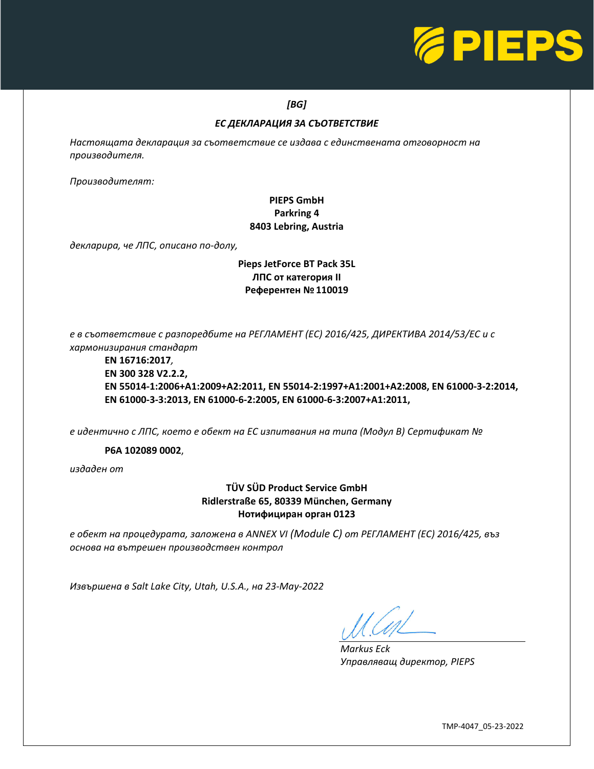*[BG]*

## *ЕС ДЕКЛАРАЦИЯ ЗА СЪОТВЕТСТВИЕ*

*Настоящата декларация за съответствие се издава с единствената отговорност на производителя.*

*Производителят:*

**PIEPS GmbH**
**Parkring 4**
**8403 Lebring, Austria**

*декларира, че ЛПС, описано по-долу,*

**Pieps JetForce BT Pack 35L**
**ЛПС от категория II**
**Референтен № 110019**

*е в съответствие с разпоредбите на РЕГЛАМЕНТ (ЕС) 2016/425, ДИРЕКТИВА 2014/53/ЕС и с хармонизирания стандарт*

**EN 16716:2017**,
**EN 300 328 V2.2.2,**
**EN 55014-1:2006+A1:2009+A2:2011, EN 55014-2:1997+A1:2001+A2:2008, EN 61000-3-2:2014, EN 61000-3-3:2013, EN 61000-6-2:2005, EN 61000-6-3:2007+A1:2011,**

*е идентично с ЛПС, което е обект на ЕС изпитвания на типа (Модул B) Сертификат №*

**P6A 102089 0002**,

*издаден от*

**TÜV SÜD Product Service GmbH**
**Ridlerstraße 65, 80339 München, Germany**
**Нотифициран орган 0123**

*е обект на процедурата, заложена в ANNEX VI (Module C) от РЕГЛАМЕНТ (ЕС) 2016/425, въз основа на вътрешен производствен контрол*

*Извършена в Salt Lake City, Utah, U.S.A., на 23-May-2022*

*Markus Eck*
*Управляващ директор, PIEPS*

TMP-4047_05-23-2022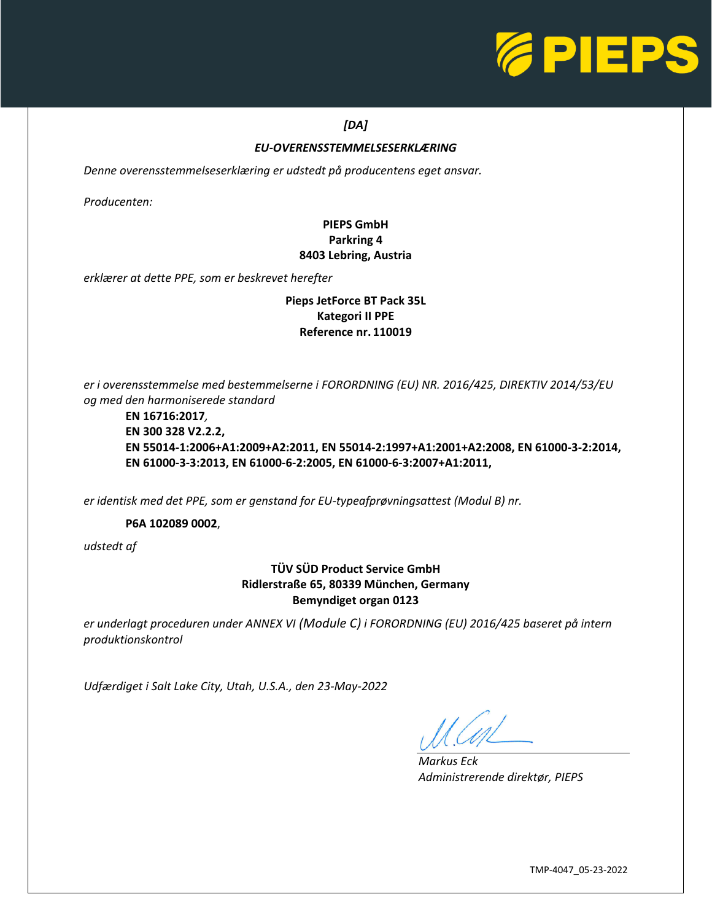*[DA]*

***EU-OVERENSSTEMMELSESERKLÆRING***

*Denne overensstemmelseserklæring er udstedt på producentens eget ansvar.*

*Producenten:*

**PIEPS GmbH**
**Parkring 4**
**8403 Lebring, Austria**

*erklærer at dette PPE, som er beskrevet herefter*

**Pieps JetForce BT Pack 35L**
**Kategori II PPE**
**Reference nr. 110019**

*er i overensstemmelse med bestemmelserne i FORORDNING (EU) NR. 2016/425, DIREKTIV 2014/53/EU og med den harmoniserede standard*

**EN 16716:2017**,
**EN 300 328 V2.2.2,**
**EN 55014-1:2006+A1:2009+A2:2011, EN 55014-2:1997+A1:2001+A2:2008, EN 61000-3-2:2014, EN 61000-3-3:2013, EN 61000-6-2:2005, EN 61000-6-3:2007+A1:2011,**

*er identisk med det PPE, som er genstand for EU-typeafprøvningsattest (Modul B) nr.*

**P6A 102089 0002**,

*udstedt af*

**TÜV SÜD Product Service GmbH**
**Ridlerstraße 65, 80339 München, Germany**
**Bemyndiget organ 0123**

*er underlagt proceduren under ANNEX VI (Module C) i FORORDNING (EU) 2016/425 baseret på intern produktionskontrol*

*Udfærdiget i Salt Lake City, Utah, U.S.A., den 23-May-2022*

*Markus Eck*
*Administrerende direktør, PIEPS*

TMP-4047_05-23-2022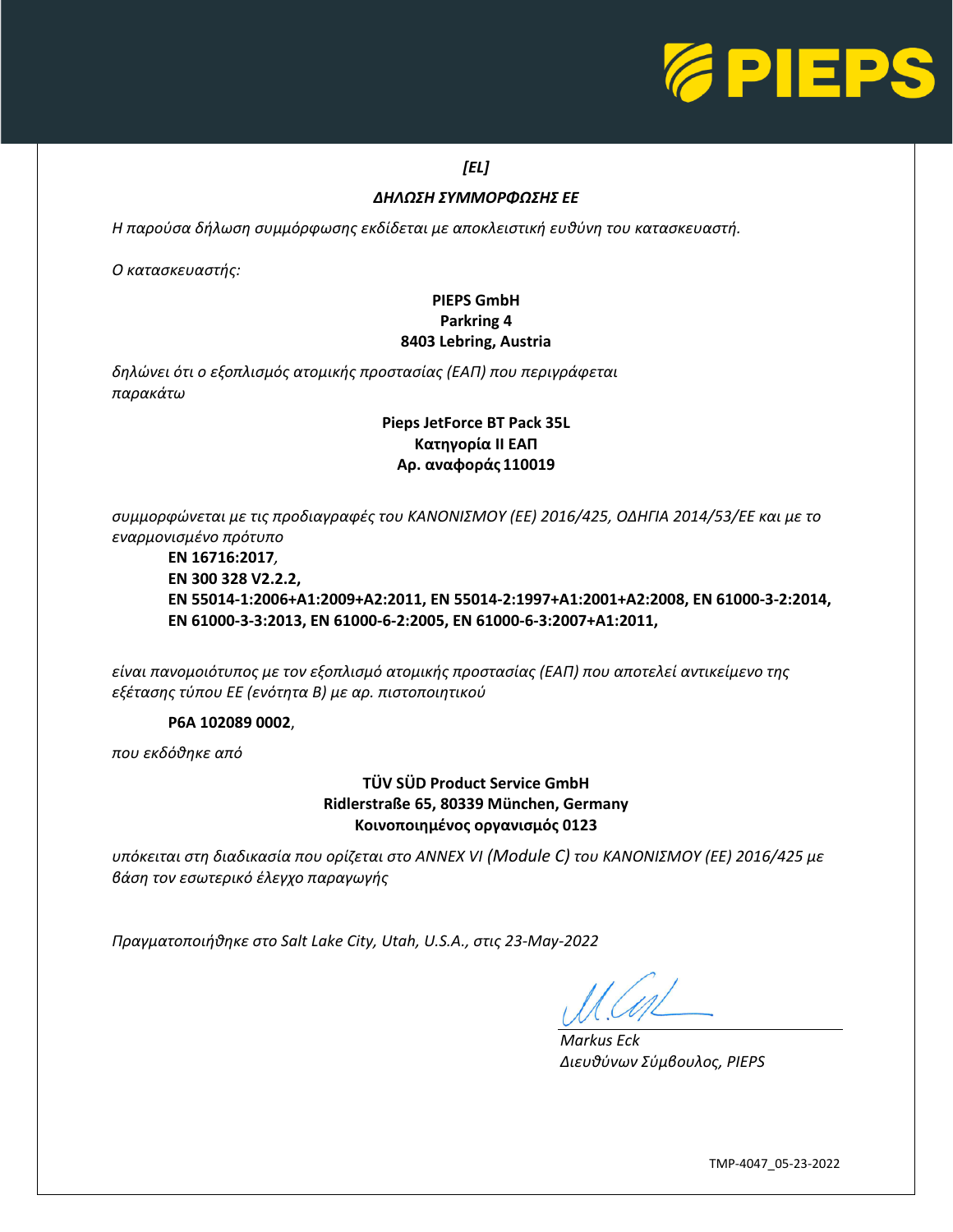*[EL]*

***ΔΗΛΩΣΗ ΣΥΜΜΟΡΦΩΣΗΣ ΕΕ***

*Η παρούσα δήλωση συμμόρφωσης εκδίδεται με αποκλειστική ευθύνη του κατασκευαστή.*

*Ο κατασκευαστής:*

**PIEPS GmbH**
**Parkring 4**
**8403 Lebring, Austria**

*δηλώνει ότι ο εξοπλισμός ατομικής προστασίας (ΕΑΠ) που περιγράφεται παρακάτω*

**Pieps JetForce BT Pack 35L**
**Κατηγορία II ΕΑΠ**
**Αρ. αναφοράς 110019**

*συμμορφώνεται με τις προδιαγραφές του ΚΑΝΟΝΙΣΜΟΥ (ΕΕ) 2016/425, ΟΔΗΓΙΑ 2014/53/ΕΕ και με το εναρμονισμένο πρότυπο*

**EN 16716:2017**,
**EN 300 328 V2.2.2,**
**EN 55014-1:2006+A1:2009+A2:2011, EN 55014-2:1997+A1:2001+A2:2008, EN 61000-3-2:2014, EN 61000-3-3:2013, EN 61000-6-2:2005, EN 61000-6-3:2007+A1:2011,**

*είναι πανομοιότυπος με τον εξοπλισμό ατομικής προστασίας (ΕΑΠ) που αποτελεί αντικείμενο της εξέτασης τύπου ΕΕ (ενότητα Β) με αρ. πιστοποιητικού*

**P6A 102089 0002**,

*που εκδόθηκε από*

**TÜV SÜD Product Service GmbH**
**Ridlerstraße 65, 80339 München, Germany**
**Κοινοποιημένος οργανισμός 0123**

*υπόκειται στη διαδικασία που ορίζεται στο ANNEX VI (Module C) του ΚΑΝΟΝΙΣΜΟΥ (ΕΕ) 2016/425 με βάση τον εσωτερικό έλεγχο παραγωγής*

*Πραγματοποιήθηκε στο Salt Lake City, Utah, U.S.A., στις 23-May-2022*

*Markus Eck*
*Διευθύνων Σύμβουλος, PIEPS*

TMP-4047_05-23-2022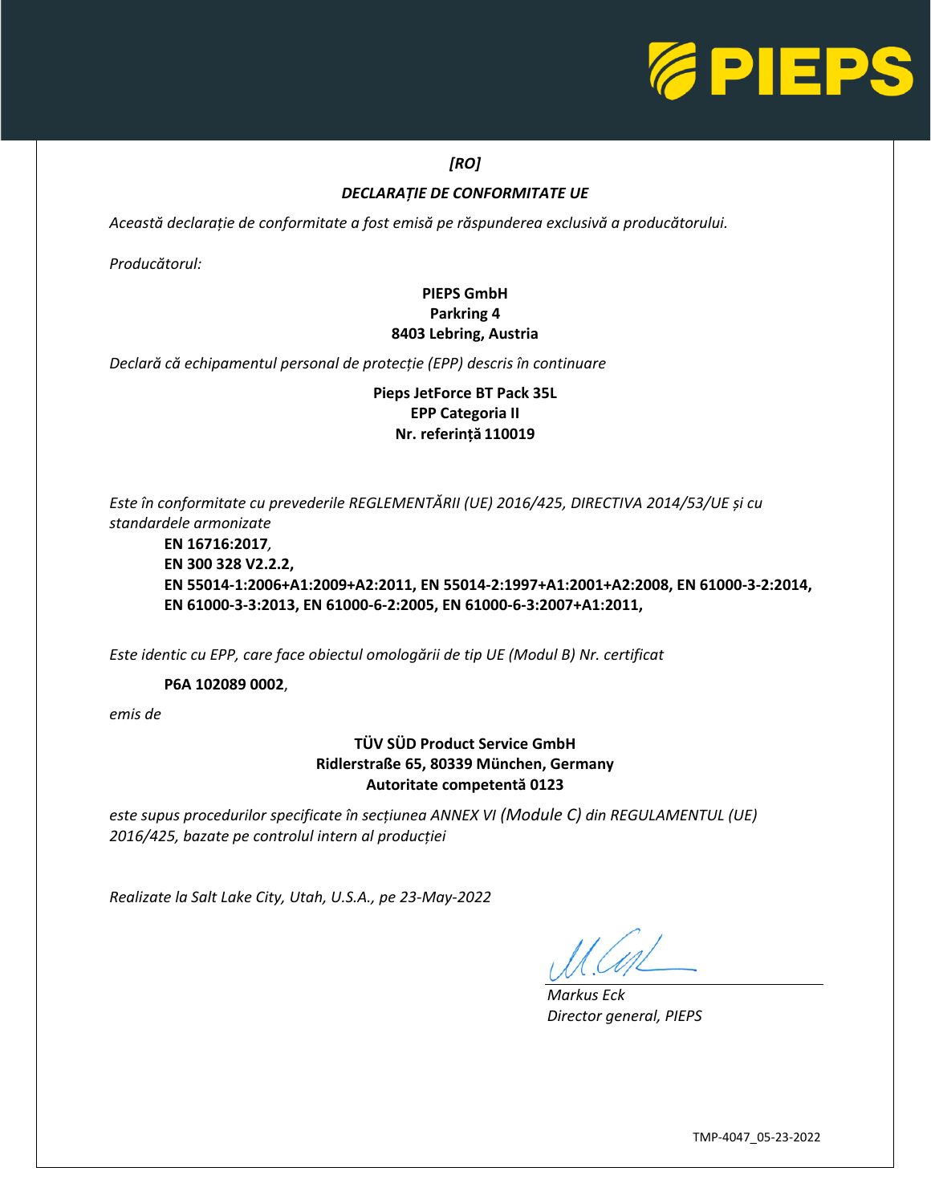*[RO]*

***DECLARAȚIE DE CONFORMITATE UE***

*Această declarație de conformitate a fost emisă pe răspunderea exclusivă a producătorului.*

*Producătorul:*

**PIEPS GmbH**
**Parkring 4**
**8403 Lebring, Austria**

*Declară că echipamentul personal de protecție (EPP) descris în continuare*

**Pieps JetForce BT Pack 35L**
**EPP Categoria II**
**Nr. referință 110019**

*Este în conformitate cu prevederile REGLEMENTĂRII (UE) 2016/425, DIRECTIVA 2014/53/UE și cu standardele armonizate*

**EN 16716:2017**,
**EN 300 328 V2.2.2,**
**EN 55014-1:2006+A1:2009+A2:2011, EN 55014-2:1997+A1:2001+A2:2008, EN 61000-3-2:2014, EN 61000-3-3:2013, EN 61000-6-2:2005, EN 61000-6-3:2007+A1:2011,**

*Este identic cu EPP, care face obiectul omologării de tip UE (Modul B) Nr. certificat*

**P6A 102089 0002**,

*emis de*

**TÜV SÜD Product Service GmbH**
**Ridlerstraße 65, 80339 München, Germany**
**Autoritate competentă 0123**

*este supus procedurilor specificate în secțiunea ANNEX VI (Module C) din REGULAMENTUL (UE) 2016/425, bazate pe controlul intern al producției*

*Realizate la Salt Lake City, Utah, U.S.A., pe 23-May-2022*

*Markus Eck*
*Director general, PIEPS*

TMP-4047_05-23-2022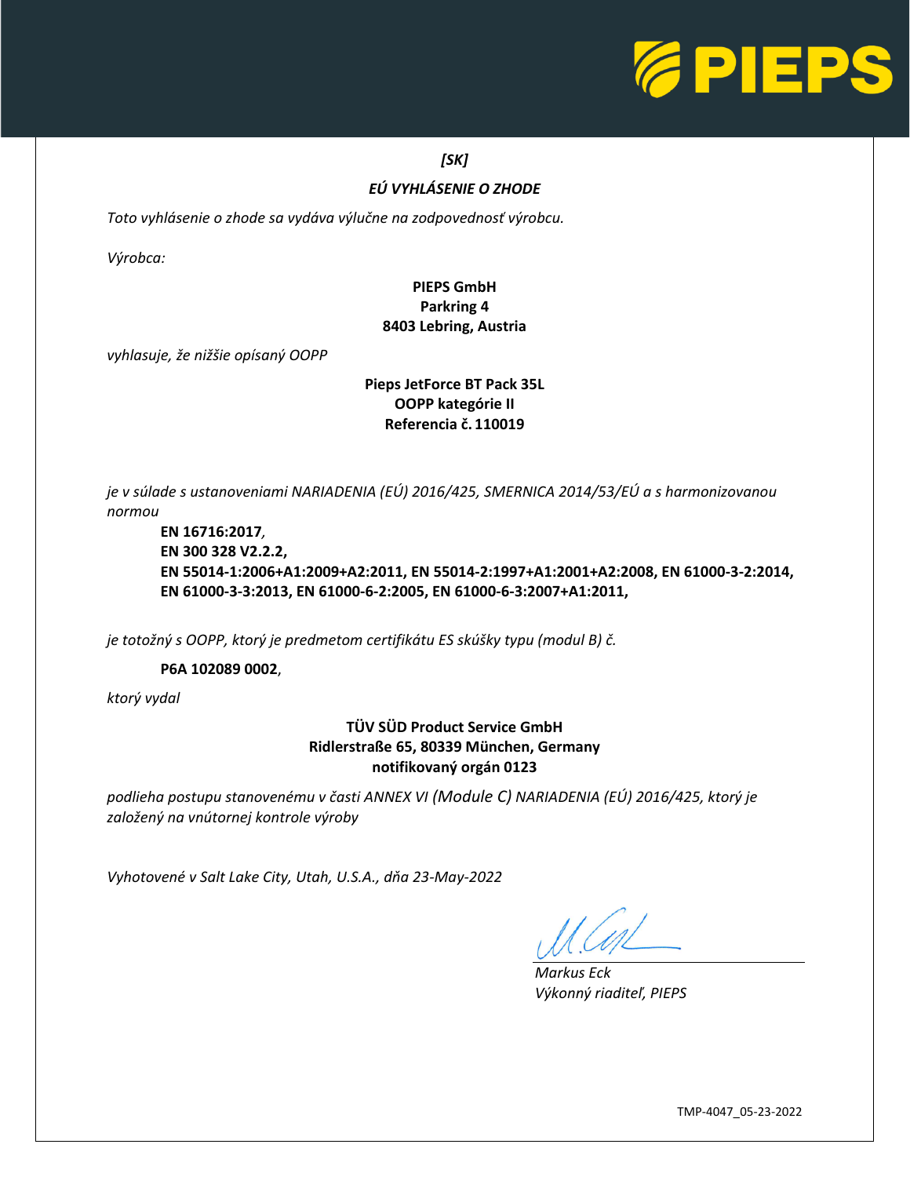*[SK]*

## *EÚ VYHLÁSENIE O ZHODE*

*Toto vyhlásenie o zhode sa vydáva výlučne na zodpovednosť výrobcu.*

*Výrobca:*

**PIEPS GmbH**
**Parkring 4**
**8403 Lebring, Austria**

*vyhlasuje, že nižšie opísaný OOPP*

**Pieps JetForce BT Pack 35L**
**OOPP kategórie II**
**Referencia č. 110019**

*je v súlade s ustanoveniami NARIADENIA (EÚ) 2016/425, SMERNICA 2014/53/EÚ a s harmonizovanou normou*

**EN 16716:2017**,
**EN 300 328 V2.2.2,**
**EN 55014-1:2006+A1:2009+A2:2011, EN 55014-2:1997+A1:2001+A2:2008, EN 61000-3-2:2014, EN 61000-3-3:2013, EN 61000-6-2:2005, EN 61000-6-3:2007+A1:2011,**

*je totožný s OOPP, ktorý je predmetom certifikátu ES skúšky typu (modul B) č.*

**P6A 102089 0002**,

*ktorý vydal*

**TÜV SÜD Product Service GmbH**
**Ridlerstraße 65, 80339 München, Germany**
**notifikovaný orgán 0123**

*podlieha postupu stanovenému v časti ANNEX VI (Module C) NARIADENIA (EÚ) 2016/425, ktorý je založený na vnútornej kontrole výroby*

*Vyhotovené v Salt Lake City, Utah, U.S.A., dňa 23-May-2022*

*Markus Eck*
*Výkonný riaditeľ, PIEPS*

TMP-4047_05-23-2022